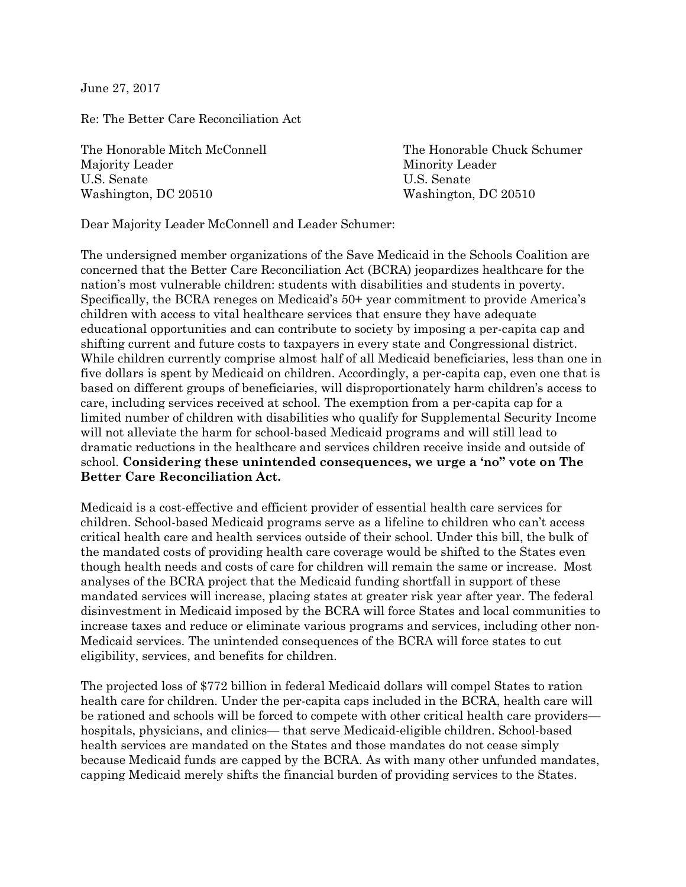June 27, 2017

Re: The Better Care Reconciliation Act

The Honorable Mitch McConnell
Majority Leader
U.S. Senate
Washington, DC 20510

The Honorable Chuck Schumer
Minority Leader
U.S. Senate
Washington, DC 20510

Dear Majority Leader McConnell and Leader Schumer:

The undersigned member organizations of the Save Medicaid in the Schools Coalition are concerned that the Better Care Reconciliation Act (BCRA) jeopardizes healthcare for the nation's most vulnerable children: students with disabilities and students in poverty. Specifically, the BCRA reneges on Medicaid's 50+ year commitment to provide America's children with access to vital healthcare services that ensure they have adequate educational opportunities and can contribute to society by imposing a per-capita cap and shifting current and future costs to taxpayers in every state and Congressional district. While children currently comprise almost half of all Medicaid beneficiaries, less than one in five dollars is spent by Medicaid on children. Accordingly, a per-capita cap, even one that is based on different groups of beneficiaries, will disproportionately harm children's access to care, including services received at school. The exemption from a per-capita cap for a limited number of children with disabilities who qualify for Supplemental Security Income will not alleviate the harm for school-based Medicaid programs and will still lead to dramatic reductions in the healthcare and services children receive inside and outside of school. **Considering these unintended consequences, we urge a 'no" vote on The Better Care Reconciliation Act.**

Medicaid is a cost-effective and efficient provider of essential health care services for children. School-based Medicaid programs serve as a lifeline to children who can't access critical health care and health services outside of their school. Under this bill, the bulk of the mandated costs of providing health care coverage would be shifted to the States even though health needs and costs of care for children will remain the same or increase. Most analyses of the BCRA project that the Medicaid funding shortfall in support of these mandated services will increase, placing states at greater risk year after year. The federal disinvestment in Medicaid imposed by the BCRA will force States and local communities to increase taxes and reduce or eliminate various programs and services, including other non-Medicaid services. The unintended consequences of the BCRA will force states to cut eligibility, services, and benefits for children.

The projected loss of $772 billion in federal Medicaid dollars will compel States to ration health care for children. Under the per-capita caps included in the BCRA, health care will be rationed and schools will be forced to compete with other critical health care providers—hospitals, physicians, and clinics— that serve Medicaid-eligible children. School-based health services are mandated on the States and those mandates do not cease simply because Medicaid funds are capped by the BCRA. As with many other unfunded mandates, capping Medicaid merely shifts the financial burden of providing services to the States.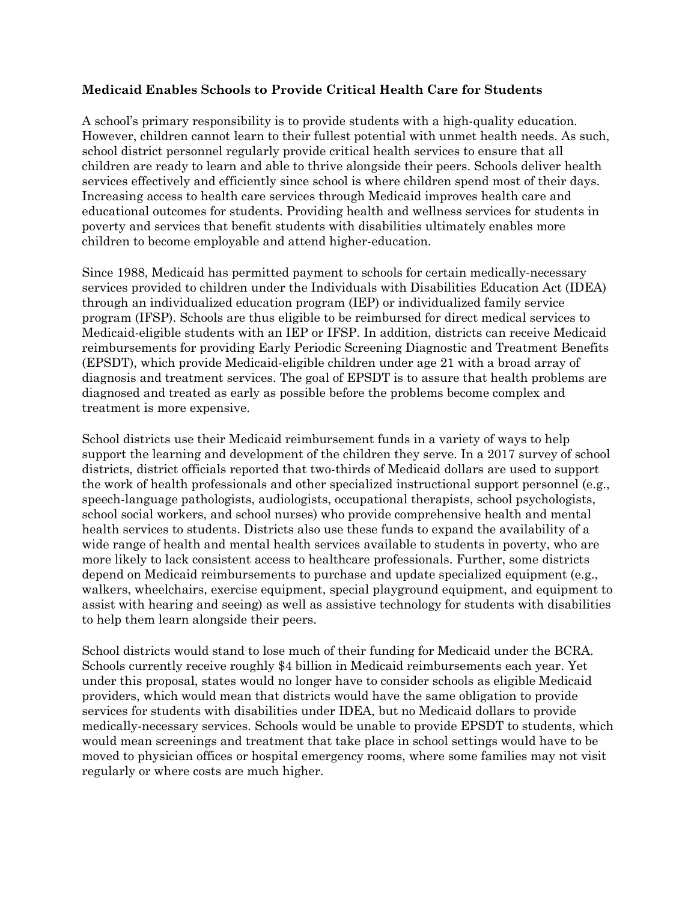**Medicaid Enables Schools to Provide Critical Health Care for Students**

A school's primary responsibility is to provide students with a high-quality education. However, children cannot learn to their fullest potential with unmet health needs. As such, school district personnel regularly provide critical health services to ensure that all children are ready to learn and able to thrive alongside their peers. Schools deliver health services effectively and efficiently since school is where children spend most of their days. Increasing access to health care services through Medicaid improves health care and educational outcomes for students. Providing health and wellness services for students in poverty and services that benefit students with disabilities ultimately enables more children to become employable and attend higher-education.

Since 1988, Medicaid has permitted payment to schools for certain medically-necessary services provided to children under the Individuals with Disabilities Education Act (IDEA) through an individualized education program (IEP) or individualized family service program (IFSP). Schools are thus eligible to be reimbursed for direct medical services to Medicaid-eligible students with an IEP or IFSP. In addition, districts can receive Medicaid reimbursements for providing Early Periodic Screening Diagnostic and Treatment Benefits (EPSDT), which provide Medicaid-eligible children under age 21 with a broad array of diagnosis and treatment services. The goal of EPSDT is to assure that health problems are diagnosed and treated as early as possible before the problems become complex and treatment is more expensive.

School districts use their Medicaid reimbursement funds in a variety of ways to help support the learning and development of the children they serve. In a 2017 survey of school districts, district officials reported that two-thirds of Medicaid dollars are used to support the work of health professionals and other specialized instructional support personnel (e.g., speech-language pathologists, audiologists, occupational therapists, school psychologists, school social workers, and school nurses) who provide comprehensive health and mental health services to students. Districts also use these funds to expand the availability of a wide range of health and mental health services available to students in poverty, who are more likely to lack consistent access to healthcare professionals. Further, some districts depend on Medicaid reimbursements to purchase and update specialized equipment (e.g., walkers, wheelchairs, exercise equipment, special playground equipment, and equipment to assist with hearing and seeing) as well as assistive technology for students with disabilities to help them learn alongside their peers.

School districts would stand to lose much of their funding for Medicaid under the BCRA. Schools currently receive roughly $4 billion in Medicaid reimbursements each year. Yet under this proposal, states would no longer have to consider schools as eligible Medicaid providers, which would mean that districts would have the same obligation to provide services for students with disabilities under IDEA, but no Medicaid dollars to provide medically-necessary services. Schools would be unable to provide EPSDT to students, which would mean screenings and treatment that take place in school settings would have to be moved to physician offices or hospital emergency rooms, where some families may not visit regularly or where costs are much higher.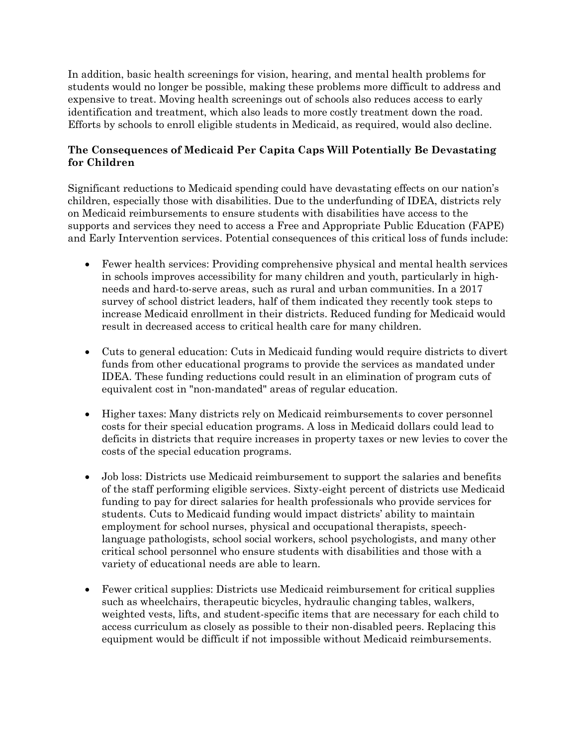In addition, basic health screenings for vision, hearing, and mental health problems for students would no longer be possible, making these problems more difficult to address and expensive to treat. Moving health screenings out of schools also reduces access to early identification and treatment, which also leads to more costly treatment down the road. Efforts by schools to enroll eligible students in Medicaid, as required, would also decline.

**The Consequences of Medicaid Per Capita Caps Will Potentially Be Devastating for Children**

Significant reductions to Medicaid spending could have devastating effects on our nation's children, especially those with disabilities. Due to the underfunding of IDEA, districts rely on Medicaid reimbursements to ensure students with disabilities have access to the supports and services they need to access a Free and Appropriate Public Education (FAPE) and Early Intervention services. Potential consequences of this critical loss of funds include:

- Fewer health services: Providing comprehensive physical and mental health services in schools improves accessibility for many children and youth, particularly in high-needs and hard-to-serve areas, such as rural and urban communities. In a 2017 survey of school district leaders, half of them indicated they recently took steps to increase Medicaid enrollment in their districts. Reduced funding for Medicaid would result in decreased access to critical health care for many children.

- Cuts to general education: Cuts in Medicaid funding would require districts to divert funds from other educational programs to provide the services as mandated under IDEA. These funding reductions could result in an elimination of program cuts of equivalent cost in "non-mandated" areas of regular education.

- Higher taxes: Many districts rely on Medicaid reimbursements to cover personnel costs for their special education programs. A loss in Medicaid dollars could lead to deficits in districts that require increases in property taxes or new levies to cover the costs of the special education programs.

- Job loss: Districts use Medicaid reimbursement to support the salaries and benefits of the staff performing eligible services. Sixty-eight percent of districts use Medicaid funding to pay for direct salaries for health professionals who provide services for students. Cuts to Medicaid funding would impact districts' ability to maintain employment for school nurses, physical and occupational therapists, speech-language pathologists, school social workers, school psychologists, and many other critical school personnel who ensure students with disabilities and those with a variety of educational needs are able to learn.

- Fewer critical supplies: Districts use Medicaid reimbursement for critical supplies such as wheelchairs, therapeutic bicycles, hydraulic changing tables, walkers, weighted vests, lifts, and student-specific items that are necessary for each child to access curriculum as closely as possible to their non-disabled peers. Replacing this equipment would be difficult if not impossible without Medicaid reimbursements.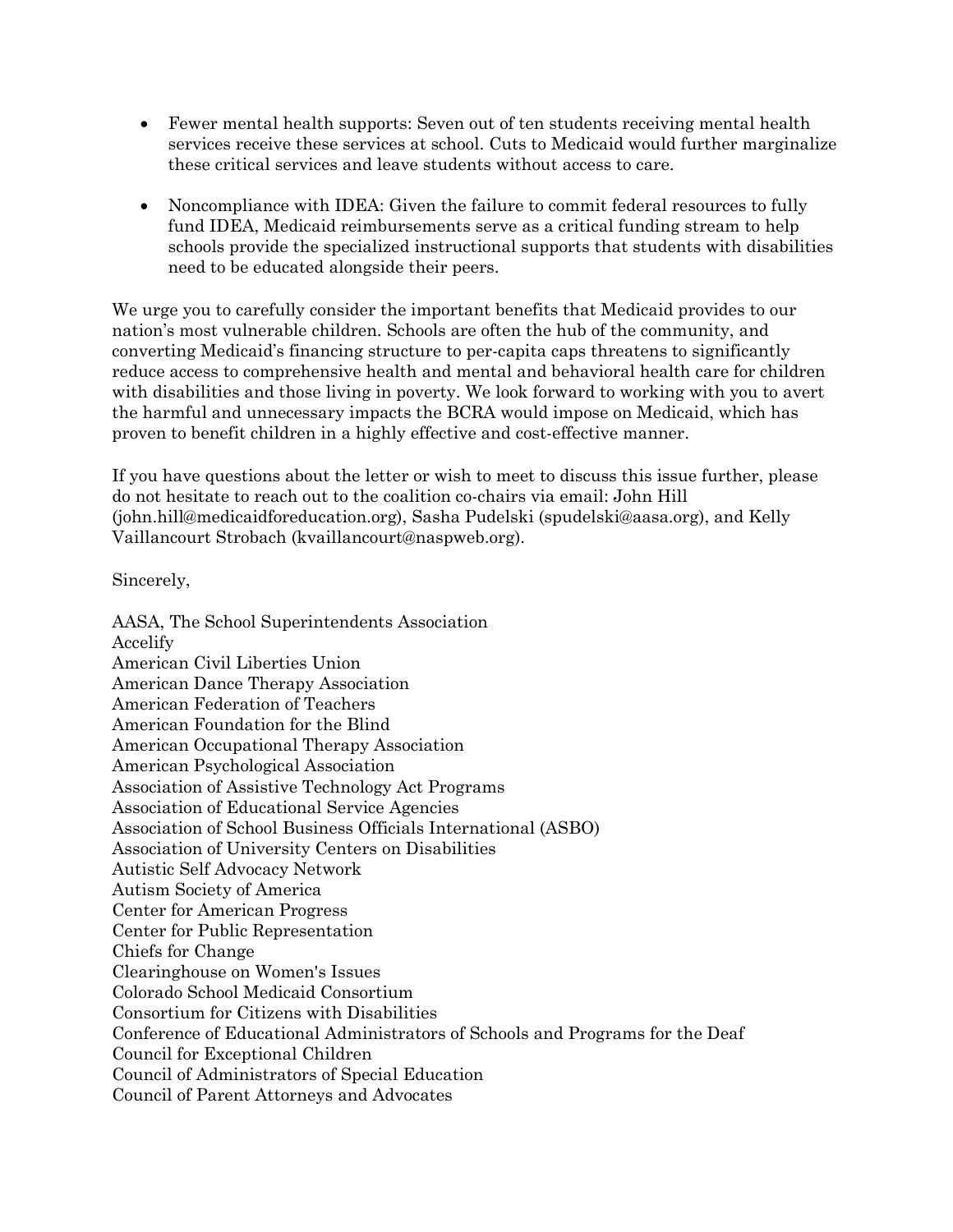- Fewer mental health supports: Seven out of ten students receiving mental health services receive these services at school. Cuts to Medicaid would further marginalize these critical services and leave students without access to care.

- Noncompliance with IDEA: Given the failure to commit federal resources to fully fund IDEA, Medicaid reimbursements serve as a critical funding stream to help schools provide the specialized instructional supports that students with disabilities need to be educated alongside their peers.

We urge you to carefully consider the important benefits that Medicaid provides to our nation's most vulnerable children. Schools are often the hub of the community, and converting Medicaid's financing structure to per-capita caps threatens to significantly reduce access to comprehensive health and mental and behavioral health care for children with disabilities and those living in poverty. We look forward to working with you to avert the harmful and unnecessary impacts the BCRA would impose on Medicaid, which has proven to benefit children in a highly effective and cost-effective manner.

If you have questions about the letter or wish to meet to discuss this issue further, please do not hesitate to reach out to the coalition co-chairs via email: John Hill (john.hill@medicaidforeducation.org), Sasha Pudelski (spudelski@aasa.org), and Kelly Vaillancourt Strobach (kvaillancourt@naspweb.org).

Sincerely,

AASA, The School Superintendents Association
Accelify
American Civil Liberties Union
American Dance Therapy Association
American Federation of Teachers
American Foundation for the Blind
American Occupational Therapy Association
American Psychological Association
Association of Assistive Technology Act Programs
Association of Educational Service Agencies
Association of School Business Officials International (ASBO)
Association of University Centers on Disabilities
Autistic Self Advocacy Network
Autism Society of America
Center for American Progress
Center for Public Representation
Chiefs for Change
Clearinghouse on Women's Issues
Colorado School Medicaid Consortium
Consortium for Citizens with Disabilities
Conference of Educational Administrators of Schools and Programs for the Deaf
Council for Exceptional Children
Council of Administrators of Special Education
Council of Parent Attorneys and Advocates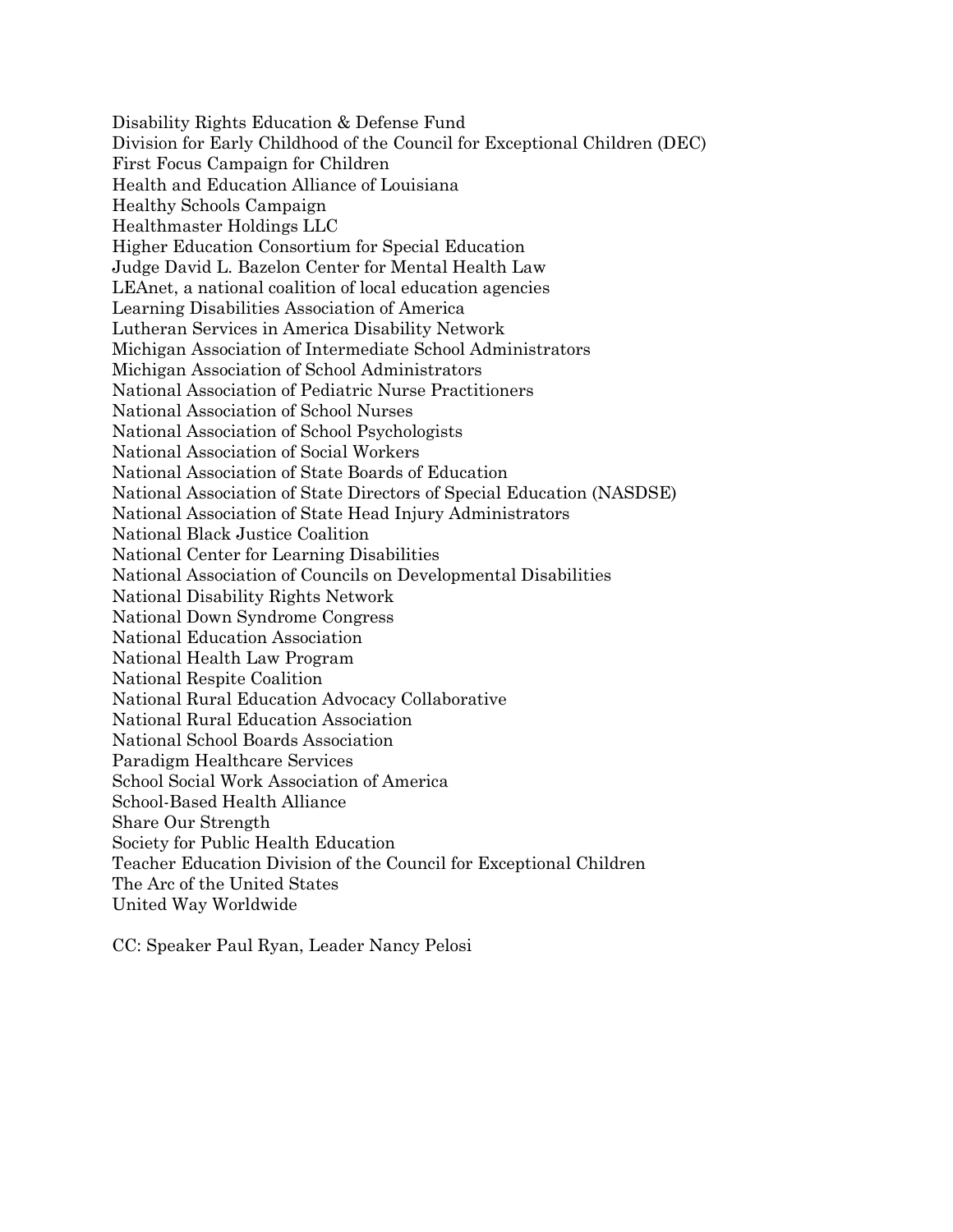Disability Rights Education & Defense Fund
Division for Early Childhood of the Council for Exceptional Children (DEC)
First Focus Campaign for Children
Health and Education Alliance of Louisiana
Healthy Schools Campaign
Healthmaster Holdings LLC
Higher Education Consortium for Special Education
Judge David L. Bazelon Center for Mental Health Law
LEAnet, a national coalition of local education agencies
Learning Disabilities Association of America
Lutheran Services in America Disability Network
Michigan Association of Intermediate School Administrators
Michigan Association of School Administrators
National Association of Pediatric Nurse Practitioners
National Association of School Nurses
National Association of School Psychologists
National Association of Social Workers
National Association of State Boards of Education
National Association of State Directors of Special Education (NASDSE)
National Association of State Head Injury Administrators
National Black Justice Coalition
National Center for Learning Disabilities
National Association of Councils on Developmental Disabilities
National Disability Rights Network
National Down Syndrome Congress
National Education Association
National Health Law Program
National Respite Coalition
National Rural Education Advocacy Collaborative
National Rural Education Association
National School Boards Association
Paradigm Healthcare Services
School Social Work Association of America
School-Based Health Alliance
Share Our Strength
Society for Public Health Education
Teacher Education Division of the Council for Exceptional Children
The Arc of the United States
United Way Worldwide

CC: Speaker Paul Ryan, Leader Nancy Pelosi